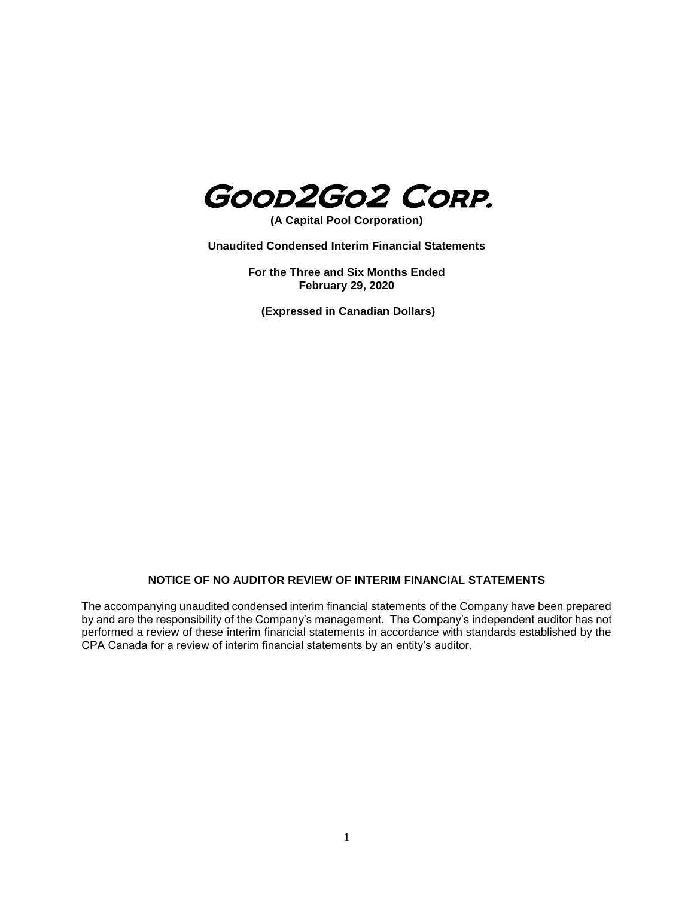# GOOD2GO2 CORP.

**(A Capital Pool Corporation)**

**Unaudited Condensed Interim Financial Statements**

**For the Three and Six Months Ended**
**February 29, 2020**

**(Expressed in Canadian Dollars)**

## NOTICE OF NO AUDITOR REVIEW OF INTERIM FINANCIAL STATEMENTS

The accompanying unaudited condensed interim financial statements of the Company have been prepared by and are the responsibility of the Company's management. The Company's independent auditor has not performed a review of these interim financial statements in accordance with standards established by the CPA Canada for a review of interim financial statements by an entity's auditor.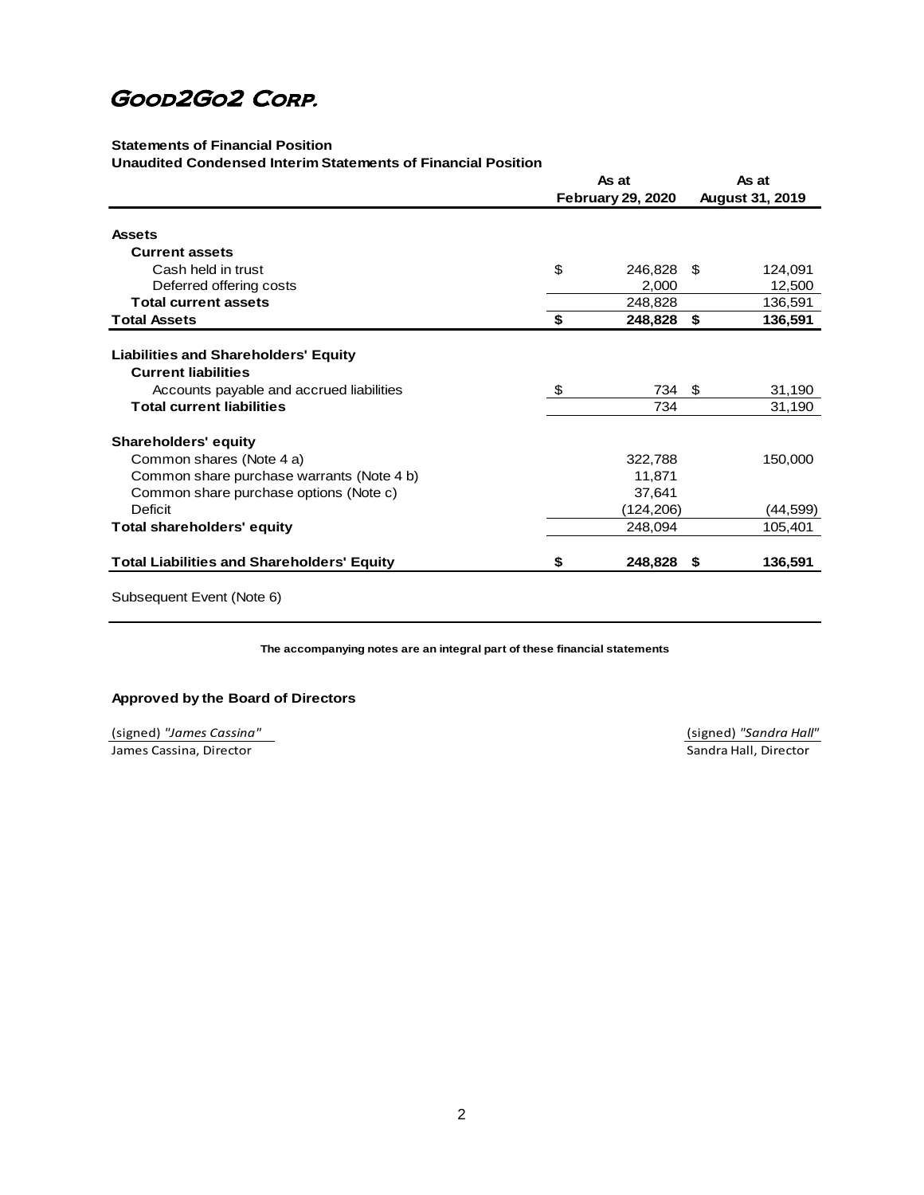# Good2Go2 Corp.

**Statements of Financial Position**
**Unaudited Condensed Interim Statements of Financial Position**

| | As at February 29, 2020 | As at August 31, 2019 |
|---|---|---|
| **Assets** | | |
| **Current assets** | | |
| Cash held in trust | $ 246,828 | $ 124,091 |
| Deferred offering costs | 2,000 | 12,500 |
| **Total current assets** | 248,828 | 136,591 |
| **Total Assets** | **$ 248,828** | **$ 136,591** |
| | | |
| **Liabilities and Shareholders' Equity** | | |
| **Current liabilities** | | |
| Accounts payable and accrued liabilities | $ 734 | $ 31,190 |
| **Total current liabilities** | 734 | 31,190 |
| | | |
| **Shareholders' equity** | | |
| Common shares (Note 4 a) | 322,788 | 150,000 |
| Common share purchase warrants (Note 4 b) | 11,871 | |
| Common share purchase options (Note c) | 37,641 | |
| Deficit | (124,206) | (44,599) |
| **Total shareholders' equity** | 248,094 | 105,401 |
| | | |
| **Total Liabilities and Shareholders' Equity** | **$ 248,828** | **$ 136,591** |

Subsequent Event (Note 6)

**The accompanying notes are an integral part of these financial statements**

**Approved by the Board of Directors**

(signed) *"James Cassina"*
James Cassina, Director

(signed) *"Sandra Hall"*
Sandra Hall, Director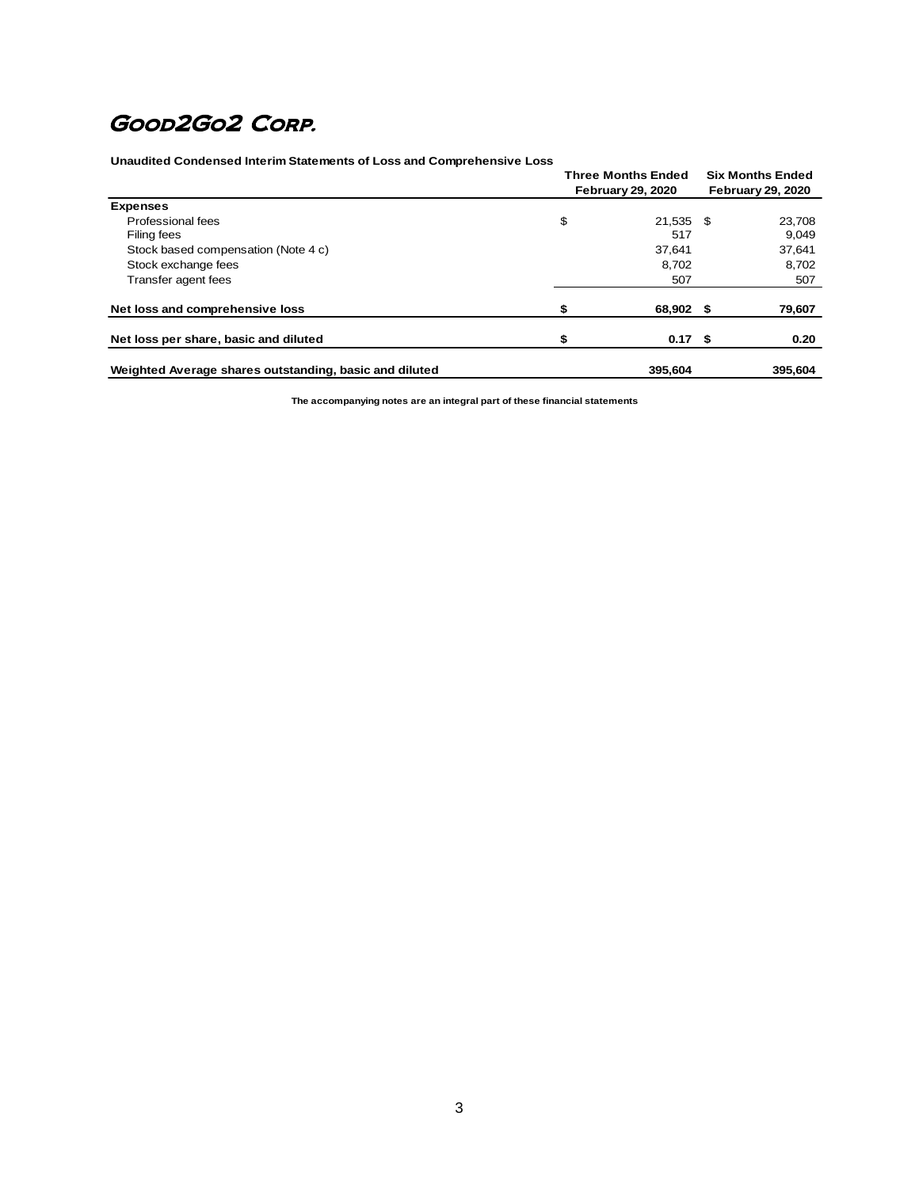# Good2Go2 Corp.

**Unaudited Condensed Interim Statements of Loss and Comprehensive Loss**

| | Three Months Ended February 29, 2020 | Six Months Ended February 29, 2020 |
|---|---|---|
| **Expenses** | | |
| Professional fees | $ 21,535 | $ 23,708 |
| Filing fees | 517 | 9,049 |
| Stock based compensation (Note 4 c) | 37,641 | 37,641 |
| Stock exchange fees | 8,702 | 8,702 |
| Transfer agent fees | 507 | 507 |
| **Net loss and comprehensive loss** | **$ 68,902** | **$ 79,607** |
| **Net loss per share, basic and diluted** | **$ 0.17** | **$ 0.20** |
| **Weighted Average shares outstanding, basic and diluted** | **395,604** | **395,604** |

**The accompanying notes are an integral part of these financial statements**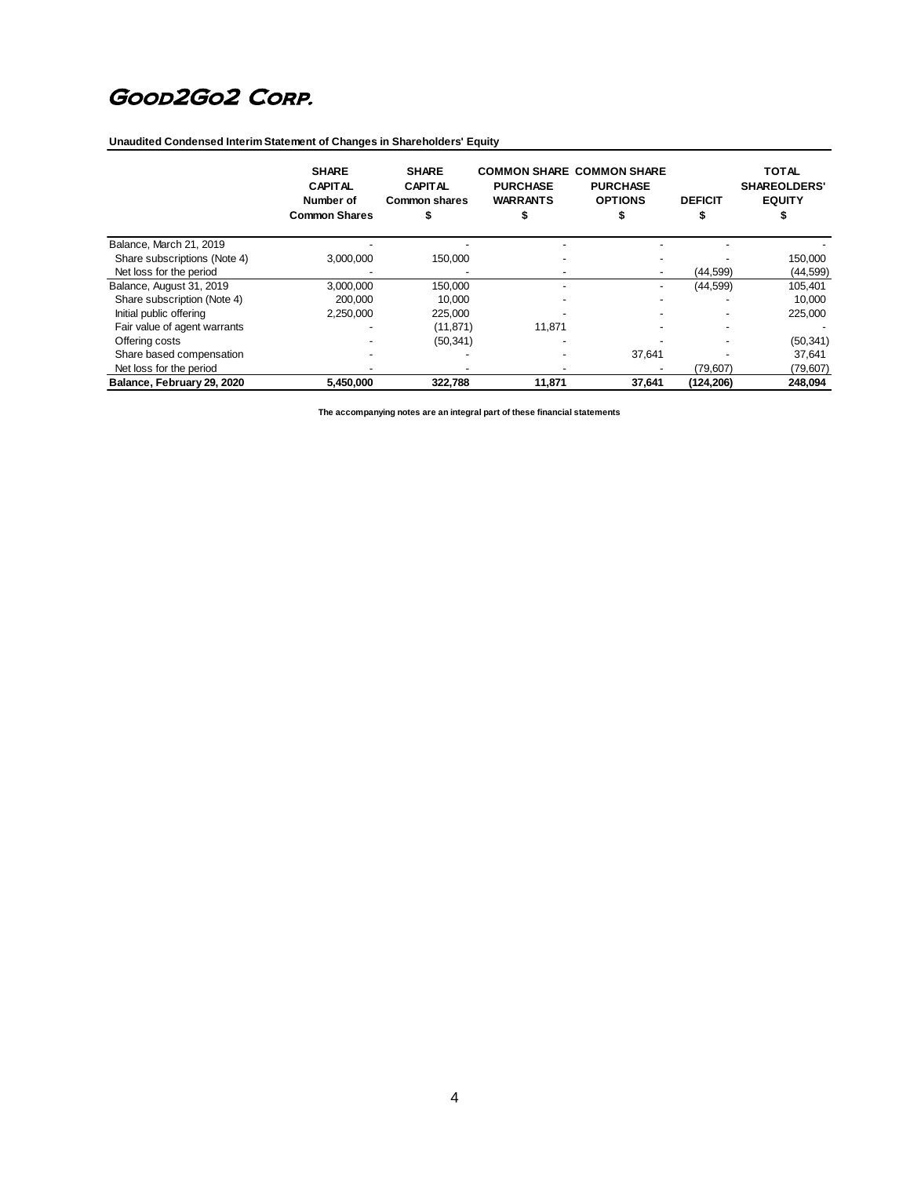# Good2Go2 Corp.

**Unaudited Condensed Interim Statement of Changes in Shareholders' Equity**

| | SHARE CAPITAL Number of Common Shares | SHARE CAPITAL Common shares $ | COMMON SHARE PURCHASE WARRANTS $ | COMMON SHARE PURCHASE OPTIONS $ | DEFICIT $ | TOTAL SHAREOLDERS' EQUITY $ |
|---|---|---|---|---|---|---|
| Balance, March 21, 2019 | - | - | - | - | - | - |
| Share subscriptions (Note 4) | 3,000,000 | 150,000 | - | - | - | 150,000 |
| Net loss for the period | - | - | - | - | (44,599) | (44,599) |
| Balance, August 31, 2019 | 3,000,000 | 150,000 | - | - | (44,599) | 105,401 |
| Share subscription (Note 4) | 200,000 | 10,000 | - | - | - | 10,000 |
| Initial public offering | 2,250,000 | 225,000 | - | - | - | 225,000 |
| Fair value of agent warrants | - | (11,871) | 11,871 | - | - | - |
| Offering costs | - | (50,341) | - | - | - | (50,341) |
| Share based compensation | - | - | - | 37,641 | - | 37,641 |
| Net loss for the period | - | - | - | - | (79,607) | (79,607) |
| **Balance, February 29, 2020** | **5,450,000** | **322,788** | **11,871** | **37,641** | **(124,206)** | **248,094** |

**The accompanying notes are an integral part of these financial statements**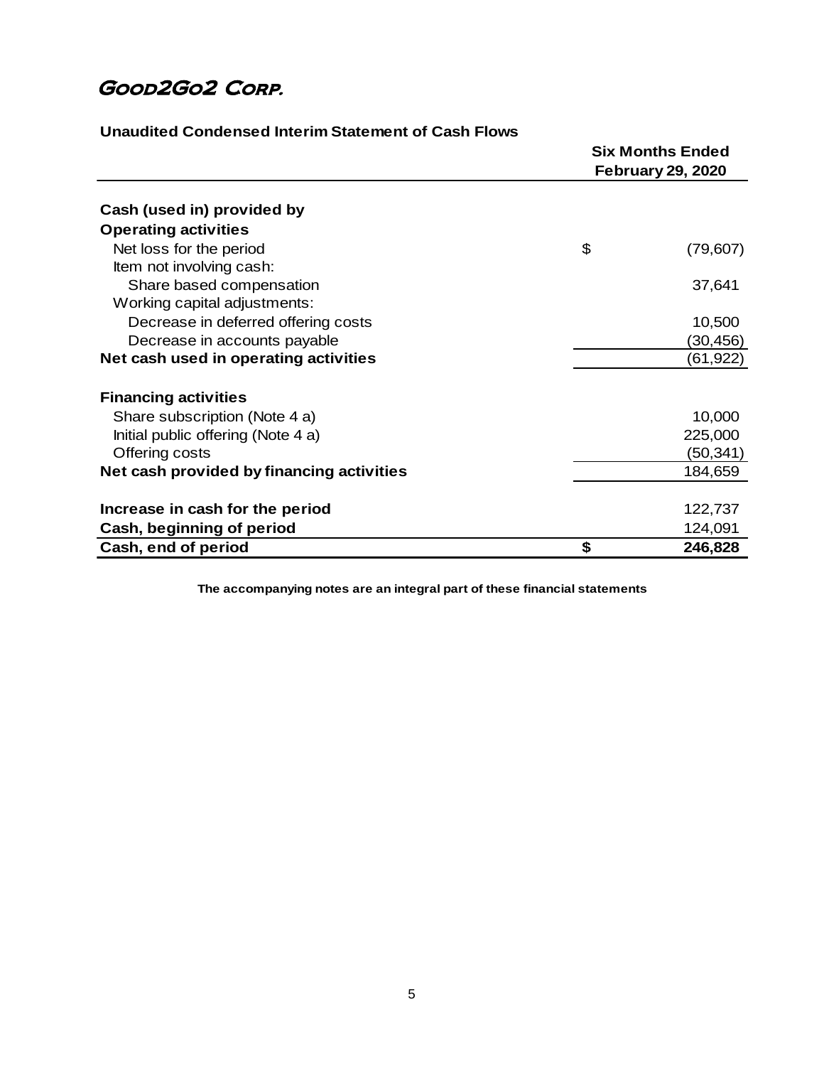# Good2Go2 Corp.

**Unaudited Condensed Interim Statement of Cash Flows**

| | | Six Months Ended February 29, 2020 |
|---|---|---|
| **Cash (used in) provided by** | | |
| **Operating activities** | | |
| Net loss for the period | $ | (79,607) |
| Item not involving cash: | | |
| Share based compensation | | 37,641 |
| Working capital adjustments: | | |
| Decrease in deferred offering costs | | 10,500 |
| Decrease in accounts payable | | (30,456) |
| **Net cash used in operating activities** | | (61,922) |
| | | |
| **Financing activities** | | |
| Share subscription (Note 4 a) | | 10,000 |
| Initial public offering (Note 4 a) | | 225,000 |
| Offering costs | | (50,341) |
| **Net cash provided by financing activities** | | 184,659 |
| | | |
| **Increase in cash for the period** | | 122,737 |
| **Cash, beginning of period** | | 124,091 |
| **Cash, end of period** | **$** | **246,828** |

**The accompanying notes are an integral part of these financial statements**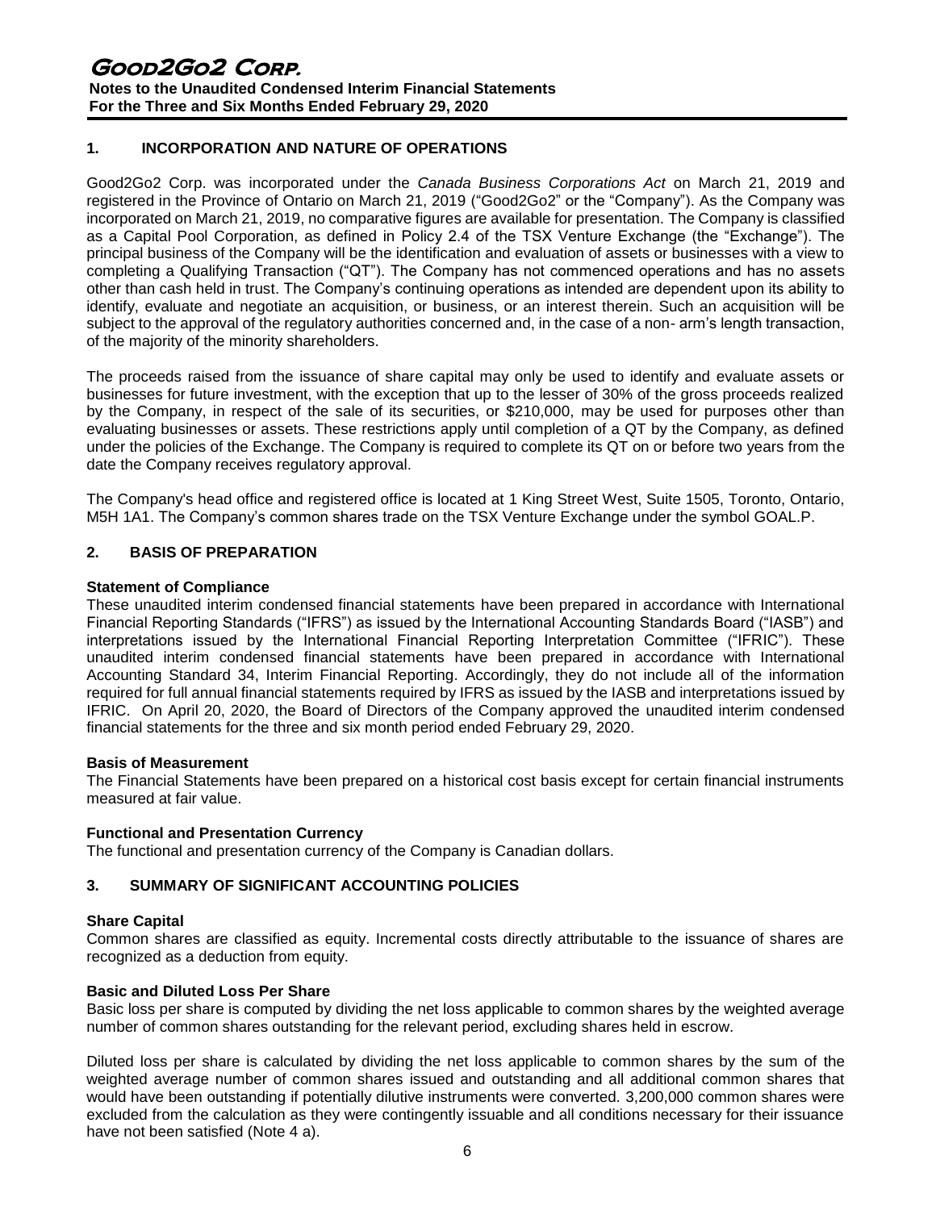## 1. INCORPORATION AND NATURE OF OPERATIONS

Good2Go2 Corp. was incorporated under the *Canada Business Corporations Act* on March 21, 2019 and registered in the Province of Ontario on March 21, 2019 ("Good2Go2" or the "Company"). As the Company was incorporated on March 21, 2019, no comparative figures are available for presentation. The Company is classified as a Capital Pool Corporation, as defined in Policy 2.4 of the TSX Venture Exchange (the "Exchange"). The principal business of the Company will be the identification and evaluation of assets or businesses with a view to completing a Qualifying Transaction ("QT"). The Company has not commenced operations and has no assets other than cash held in trust. The Company's continuing operations as intended are dependent upon its ability to identify, evaluate and negotiate an acquisition, or business, or an interest therein. Such an acquisition will be subject to the approval of the regulatory authorities concerned and, in the case of a non- arm's length transaction, of the majority of the minority shareholders.

The proceeds raised from the issuance of share capital may only be used to identify and evaluate assets or businesses for future investment, with the exception that up to the lesser of 30% of the gross proceeds realized by the Company, in respect of the sale of its securities, or $210,000, may be used for purposes other than evaluating businesses or assets. These restrictions apply until completion of a QT by the Company, as defined under the policies of the Exchange. The Company is required to complete its QT on or before two years from the date the Company receives regulatory approval.

The Company's head office and registered office is located at 1 King Street West, Suite 1505, Toronto, Ontario, M5H 1A1. The Company's common shares trade on the TSX Venture Exchange under the symbol GOAL.P.

## 2. BASIS OF PREPARATION

### Statement of Compliance

These unaudited interim condensed financial statements have been prepared in accordance with International Financial Reporting Standards ("IFRS") as issued by the International Accounting Standards Board ("IASB") and interpretations issued by the International Financial Reporting Interpretation Committee ("IFRIC"). These unaudited interim condensed financial statements have been prepared in accordance with International Accounting Standard 34, Interim Financial Reporting. Accordingly, they do not include all of the information required for full annual financial statements required by IFRS as issued by the IASB and interpretations issued by IFRIC. On April 20, 2020, the Board of Directors of the Company approved the unaudited interim condensed financial statements for the three and six month period ended February 29, 2020.

### Basis of Measurement

The Financial Statements have been prepared on a historical cost basis except for certain financial instruments measured at fair value.

### Functional and Presentation Currency

The functional and presentation currency of the Company is Canadian dollars.

## 3. SUMMARY OF SIGNIFICANT ACCOUNTING POLICIES

### Share Capital

Common shares are classified as equity. Incremental costs directly attributable to the issuance of shares are recognized as a deduction from equity.

### Basic and Diluted Loss Per Share

Basic loss per share is computed by dividing the net loss applicable to common shares by the weighted average number of common shares outstanding for the relevant period, excluding shares held in escrow.

Diluted loss per share is calculated by dividing the net loss applicable to common shares by the sum of the weighted average number of common shares issued and outstanding and all additional common shares that would have been outstanding if potentially dilutive instruments were converted. 3,200,000 common shares were excluded from the calculation as they were contingently issuable and all conditions necessary for their issuance have not been satisfied (Note 4 a).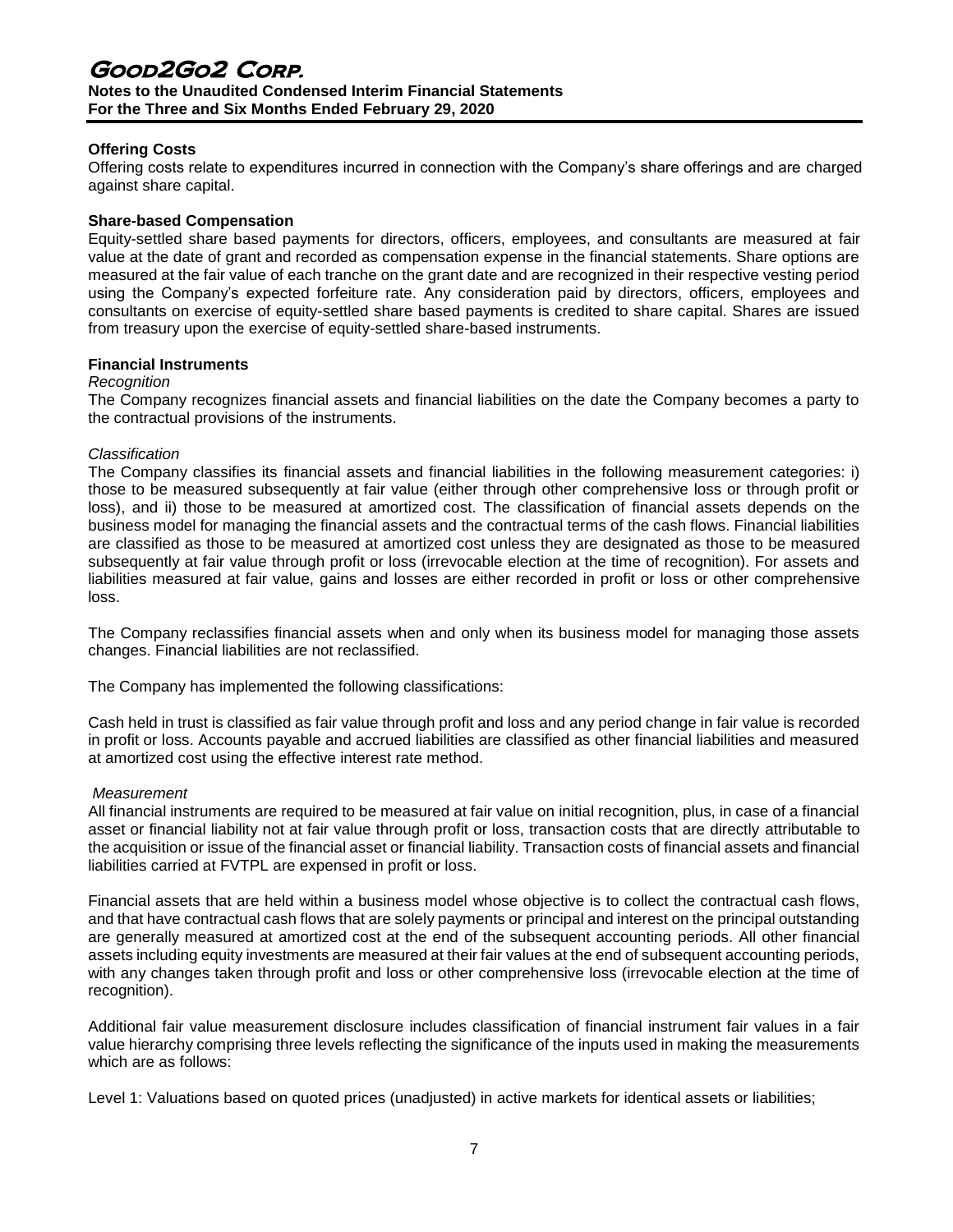### Offering Costs

Offering costs relate to expenditures incurred in connection with the Company's share offerings and are charged against share capital.

### Share-based Compensation

Equity-settled share based payments for directors, officers, employees, and consultants are measured at fair value at the date of grant and recorded as compensation expense in the financial statements. Share options are measured at the fair value of each tranche on the grant date and are recognized in their respective vesting period using the Company's expected forfeiture rate. Any consideration paid by directors, officers, employees and consultants on exercise of equity-settled share based payments is credited to share capital. Shares are issued from treasury upon the exercise of equity-settled share-based instruments.

### Financial Instruments

*Recognition*

The Company recognizes financial assets and financial liabilities on the date the Company becomes a party to the contractual provisions of the instruments.

*Classification*

The Company classifies its financial assets and financial liabilities in the following measurement categories: i) those to be measured subsequently at fair value (either through other comprehensive loss or through profit or loss), and ii) those to be measured at amortized cost. The classification of financial assets depends on the business model for managing the financial assets and the contractual terms of the cash flows. Financial liabilities are classified as those to be measured at amortized cost unless they are designated as those to be measured subsequently at fair value through profit or loss (irrevocable election at the time of recognition). For assets and liabilities measured at fair value, gains and losses are either recorded in profit or loss or other comprehensive loss.

The Company reclassifies financial assets when and only when its business model for managing those assets changes. Financial liabilities are not reclassified.

The Company has implemented the following classifications:

Cash held in trust is classified as fair value through profit and loss and any period change in fair value is recorded in profit or loss. Accounts payable and accrued liabilities are classified as other financial liabilities and measured at amortized cost using the effective interest rate method.

*Measurement*

All financial instruments are required to be measured at fair value on initial recognition, plus, in case of a financial asset or financial liability not at fair value through profit or loss, transaction costs that are directly attributable to the acquisition or issue of the financial asset or financial liability. Transaction costs of financial assets and financial liabilities carried at FVTPL are expensed in profit or loss.

Financial assets that are held within a business model whose objective is to collect the contractual cash flows, and that have contractual cash flows that are solely payments or principal and interest on the principal outstanding are generally measured at amortized cost at the end of the subsequent accounting periods. All other financial assets including equity investments are measured at their fair values at the end of subsequent accounting periods, with any changes taken through profit and loss or other comprehensive loss (irrevocable election at the time of recognition).

Additional fair value measurement disclosure includes classification of financial instrument fair values in a fair value hierarchy comprising three levels reflecting the significance of the inputs used in making the measurements which are as follows:

Level 1: Valuations based on quoted prices (unadjusted) in active markets for identical assets or liabilities;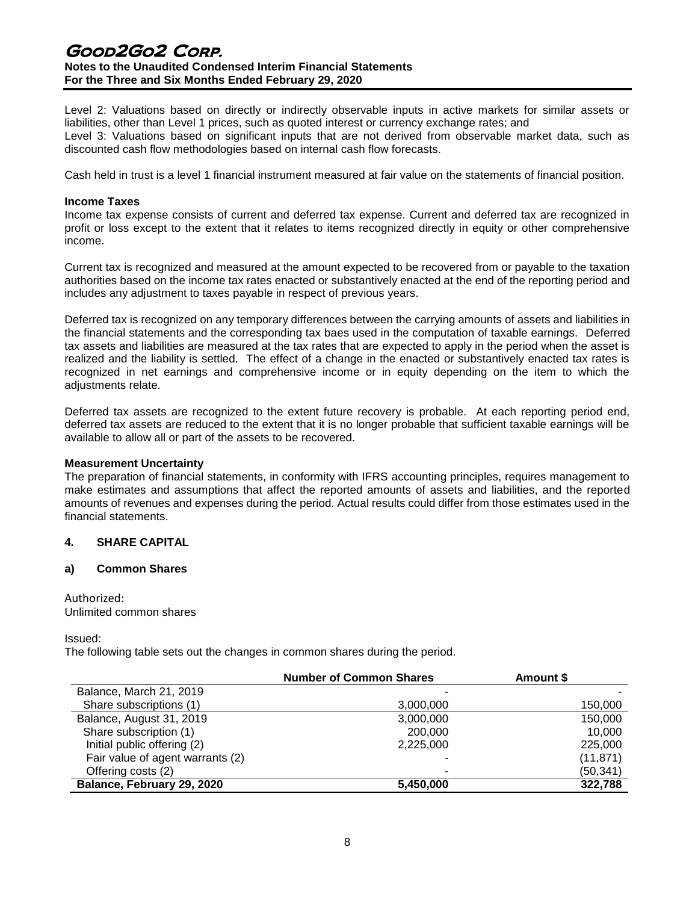Level 2: Valuations based on directly or indirectly observable inputs in active markets for similar assets or liabilities, other than Level 1 prices, such as quoted interest or currency exchange rates; and
Level 3: Valuations based on significant inputs that are not derived from observable market data, such as discounted cash flow methodologies based on internal cash flow forecasts.

Cash held in trust is a level 1 financial instrument measured at fair value on the statements of financial position.

**Income Taxes**
Income tax expense consists of current and deferred tax expense. Current and deferred tax are recognized in profit or loss except to the extent that it relates to items recognized directly in equity or other comprehensive income.

Current tax is recognized and measured at the amount expected to be recovered from or payable to the taxation authorities based on the income tax rates enacted or substantively enacted at the end of the reporting period and includes any adjustment to taxes payable in respect of previous years.

Deferred tax is recognized on any temporary differences between the carrying amounts of assets and liabilities in the financial statements and the corresponding tax baes used in the computation of taxable earnings. Deferred tax assets and liabilities are measured at the tax rates that are expected to apply in the period when the asset is realized and the liability is settled. The effect of a change in the enacted or substantively enacted tax rates is recognized in net earnings and comprehensive income or in equity depending on the item to which the adjustments relate.

Deferred tax assets are recognized to the extent future recovery is probable. At each reporting period end, deferred tax assets are reduced to the extent that it is no longer probable that sufficient taxable earnings will be available to allow all or part of the assets to be recovered.

**Measurement Uncertainty**
The preparation of financial statements, in conformity with IFRS accounting principles, requires management to make estimates and assumptions that affect the reported amounts of assets and liabilities, and the reported amounts of revenues and expenses during the period. Actual results could differ from those estimates used in the financial statements.

## 4. SHARE CAPITAL

### a) Common Shares

Authorized:
Unlimited common shares

Issued:
The following table sets out the changes in common shares during the period.

| | Number of Common Shares | Amount $ |
|---|---|---|
| Balance, March 21, 2019 | - | - |
| Share subscriptions (1) | 3,000,000 | 150,000 |
| Balance, August 31, 2019 | 3,000,000 | 150,000 |
| Share subscription (1) | 200,000 | 10,000 |
| Initial public offering (2) | 2,225,000 | 225,000 |
| Fair value of agent warrants (2) | - | (11,871) |
| Offering costs (2) | - | (50,341) |
| **Balance, February 29, 2020** | **5,450,000** | **322,788** |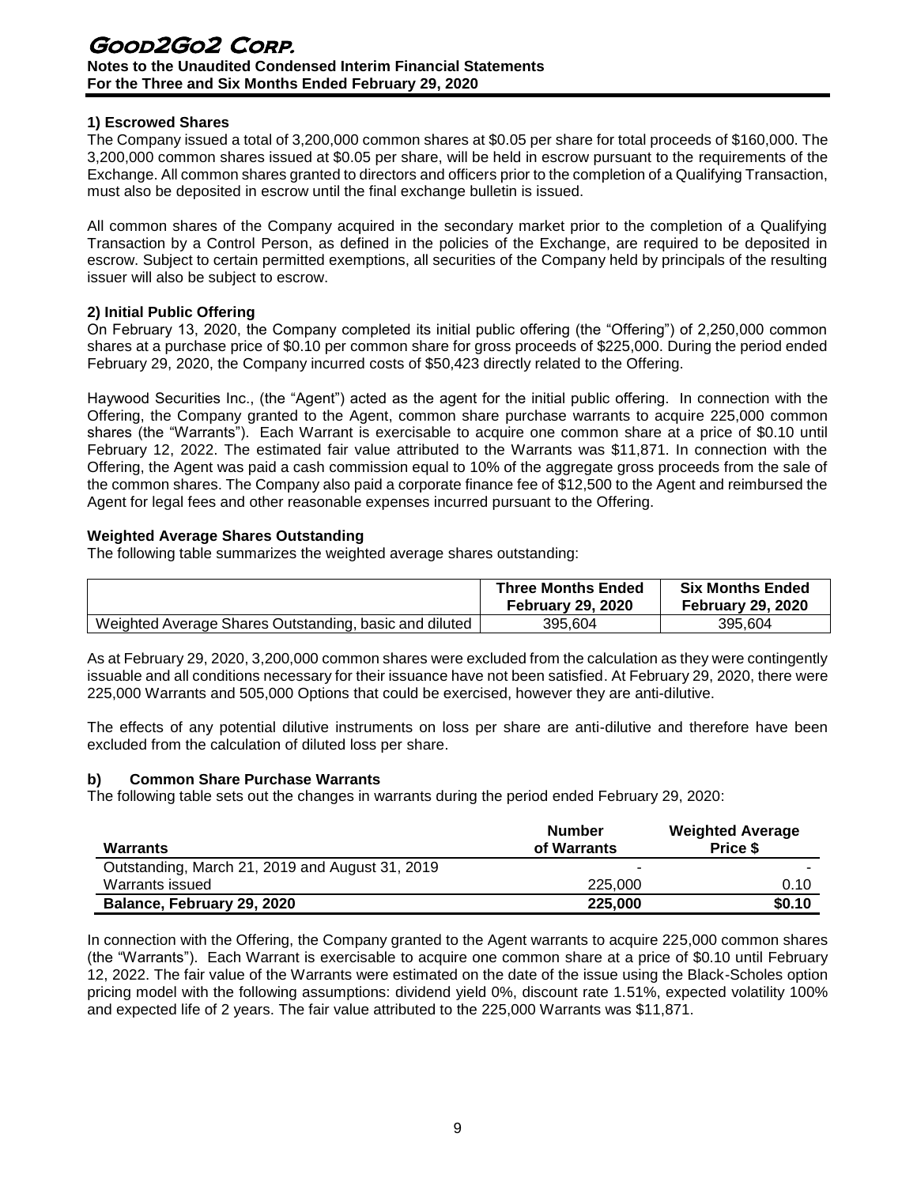### 1) Escrowed Shares

The Company issued a total of 3,200,000 common shares at $0.05 per share for total proceeds of $160,000. The 3,200,000 common shares issued at $0.05 per share, will be held in escrow pursuant to the requirements of the Exchange. All common shares granted to directors and officers prior to the completion of a Qualifying Transaction, must also be deposited in escrow until the final exchange bulletin is issued.

All common shares of the Company acquired in the secondary market prior to the completion of a Qualifying Transaction by a Control Person, as defined in the policies of the Exchange, are required to be deposited in escrow. Subject to certain permitted exemptions, all securities of the Company held by principals of the resulting issuer will also be subject to escrow.

### 2) Initial Public Offering

On February 13, 2020, the Company completed its initial public offering (the "Offering") of 2,250,000 common shares at a purchase price of $0.10 per common share for gross proceeds of $225,000. During the period ended February 29, 2020, the Company incurred costs of $50,423 directly related to the Offering.

Haywood Securities Inc., (the "Agent") acted as the agent for the initial public offering. In connection with the Offering, the Company granted to the Agent, common share purchase warrants to acquire 225,000 common shares (the "Warrants"). Each Warrant is exercisable to acquire one common share at a price of $0.10 until February 12, 2022. The estimated fair value attributed to the Warrants was $11,871. In connection with the Offering, the Agent was paid a cash commission equal to 10% of the aggregate gross proceeds from the sale of the common shares. The Company also paid a corporate finance fee of $12,500 to the Agent and reimbursed the Agent for legal fees and other reasonable expenses incurred pursuant to the Offering.

### Weighted Average Shares Outstanding

The following table summarizes the weighted average shares outstanding:

| | Three Months Ended February 29, 2020 | Six Months Ended February 29, 2020 |
|---|---|---|
| Weighted Average Shares Outstanding, basic and diluted | 395,604 | 395,604 |

As at February 29, 2020, 3,200,000 common shares were excluded from the calculation as they were contingently issuable and all conditions necessary for their issuance have not been satisfied. At February 29, 2020, there were 225,000 Warrants and 505,000 Options that could be exercised, however they are anti-dilutive.

The effects of any potential dilutive instruments on loss per share are anti-dilutive and therefore have been excluded from the calculation of diluted loss per share.

### b) Common Share Purchase Warrants

The following table sets out the changes in warrants during the period ended February 29, 2020:

| Warrants | Number of Warrants | Weighted Average Price $ |
|---|---|---|
| Outstanding, March 21, 2019 and August 31, 2019 | - | - |
| Warrants issued | 225,000 | 0.10 |
| **Balance, February 29, 2020** | **225,000** | **$0.10** |

In connection with the Offering, the Company granted to the Agent warrants to acquire 225,000 common shares (the "Warrants"). Each Warrant is exercisable to acquire one common share at a price of $0.10 until February 12, 2022. The fair value of the Warrants were estimated on the date of the issue using the Black-Scholes option pricing model with the following assumptions: dividend yield 0%, discount rate 1.51%, expected volatility 100% and expected life of 2 years. The fair value attributed to the 225,000 Warrants was $11,871.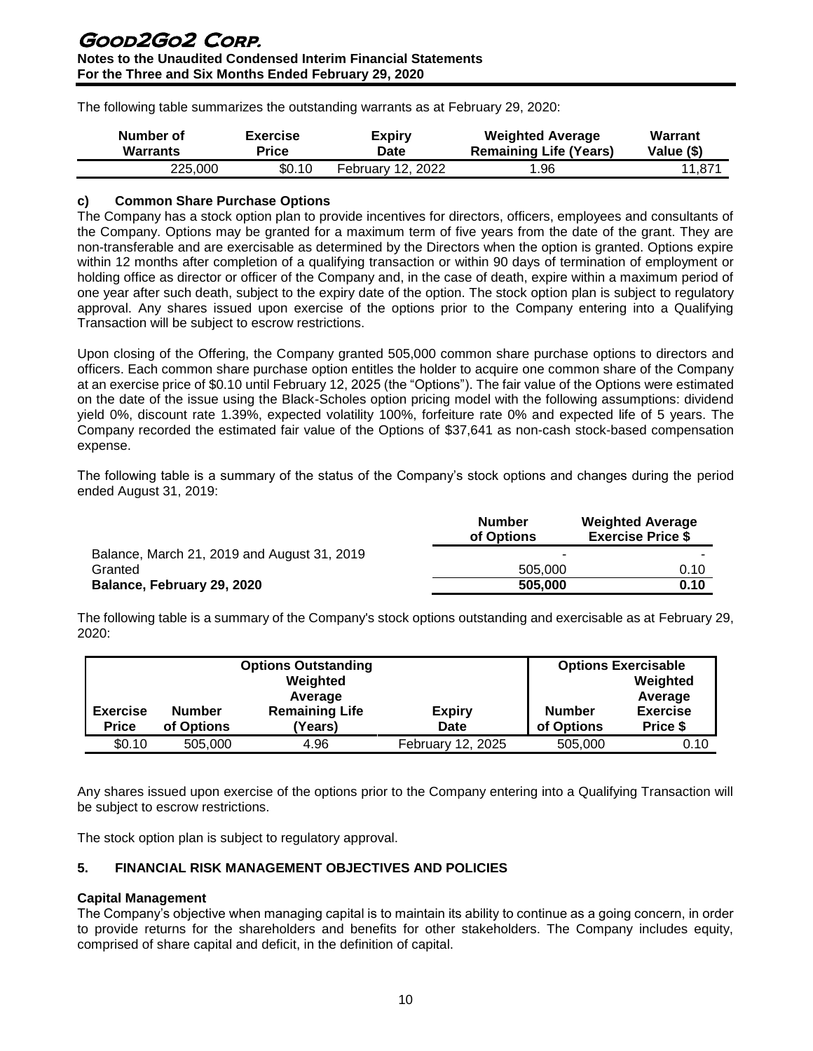The following table summarizes the outstanding warrants as at February 29, 2020:

| Number of Warrants | Exercise Price | Expiry Date | Weighted Average Remaining Life (Years) | Warrant Value ($) |
|---|---|---|---|---|
| 225,000 | $0.10 | February 12, 2022 | 1.96 | 11,871 |

### c) Common Share Purchase Options

The Company has a stock option plan to provide incentives for directors, officers, employees and consultants of the Company. Options may be granted for a maximum term of five years from the date of the grant. They are non-transferable and are exercisable as determined by the Directors when the option is granted. Options expire within 12 months after completion of a qualifying transaction or within 90 days of termination of employment or holding office as director or officer of the Company and, in the case of death, expire within a maximum period of one year after such death, subject to the expiry date of the option. The stock option plan is subject to regulatory approval. Any shares issued upon exercise of the options prior to the Company entering into a Qualifying Transaction will be subject to escrow restrictions.

Upon closing of the Offering, the Company granted 505,000 common share purchase options to directors and officers. Each common share purchase option entitles the holder to acquire one common share of the Company at an exercise price of $0.10 until February 12, 2025 (the "Options"). The fair value of the Options were estimated on the date of the issue using the Black-Scholes option pricing model with the following assumptions: dividend yield 0%, discount rate 1.39%, expected volatility 100%, forfeiture rate 0% and expected life of 5 years. The Company recorded the estimated fair value of the Options of $37,641 as non-cash stock-based compensation expense.

The following table is a summary of the status of the Company's stock options and changes during the period ended August 31, 2019:

| | Number of Options | Weighted Average Exercise Price $ |
|---|---|---|
| Balance, March 21, 2019 and August 31, 2019 | - | - |
| Granted | 505,000 | 0.10 |
| **Balance, February 29, 2020** | **505,000** | **0.10** |

The following table is a summary of the Company's stock options outstanding and exercisable as at February 29, 2020:

| Options Outstanding | | | | Options Exercisable | |
|---|---|---|---|---|---|
| Exercise Price | Number of Options | Weighted Average Remaining Life (Years) | Expiry Date | Number of Options | Weighted Average Exercise Price $ |
| $0.10 | 505,000 | 4.96 | February 12, 2025 | 505,000 | 0.10 |

Any shares issued upon exercise of the options prior to the Company entering into a Qualifying Transaction will be subject to escrow restrictions.

The stock option plan is subject to regulatory approval.

## 5. FINANCIAL RISK MANAGEMENT OBJECTIVES AND POLICIES

**Capital Management**

The Company's objective when managing capital is to maintain its ability to continue as a going concern, in order to provide returns for the shareholders and benefits for other stakeholders. The Company includes equity, comprised of share capital and deficit, in the definition of capital.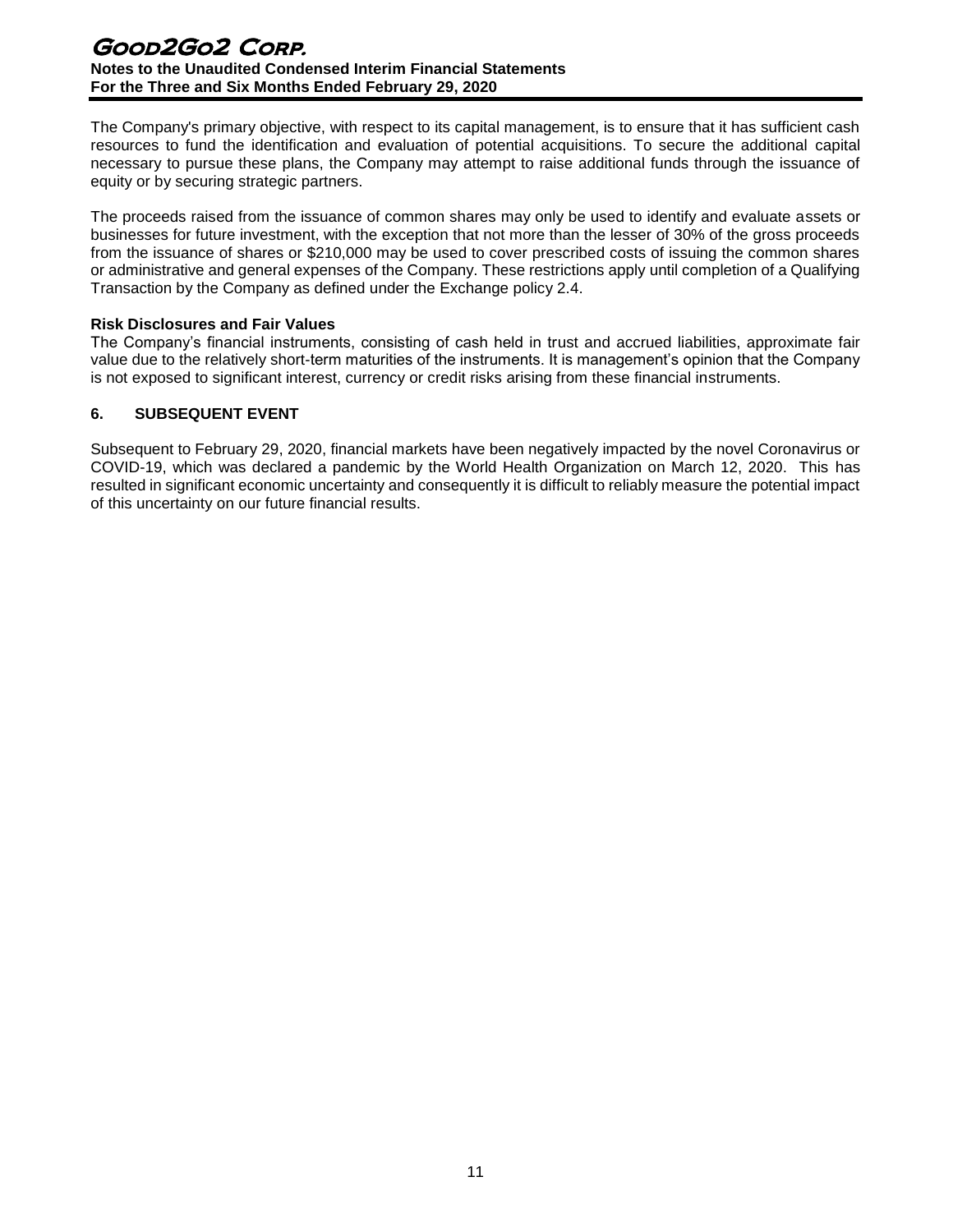The Company's primary objective, with respect to its capital management, is to ensure that it has sufficient cash resources to fund the identification and evaluation of potential acquisitions. To secure the additional capital necessary to pursue these plans, the Company may attempt to raise additional funds through the issuance of equity or by securing strategic partners.

The proceeds raised from the issuance of common shares may only be used to identify and evaluate assets or businesses for future investment, with the exception that not more than the lesser of 30% of the gross proceeds from the issuance of shares or $210,000 may be used to cover prescribed costs of issuing the common shares or administrative and general expenses of the Company. These restrictions apply until completion of a Qualifying Transaction by the Company as defined under the Exchange policy 2.4.

**Risk Disclosures and Fair Values**

The Company's financial instruments, consisting of cash held in trust and accrued liabilities, approximate fair value due to the relatively short-term maturities of the instruments. It is management's opinion that the Company is not exposed to significant interest, currency or credit risks arising from these financial instruments.

## 6. SUBSEQUENT EVENT

Subsequent to February 29, 2020, financial markets have been negatively impacted by the novel Coronavirus or COVID-19, which was declared a pandemic by the World Health Organization on March 12, 2020. This has resulted in significant economic uncertainty and consequently it is difficult to reliably measure the potential impact of this uncertainty on our future financial results.